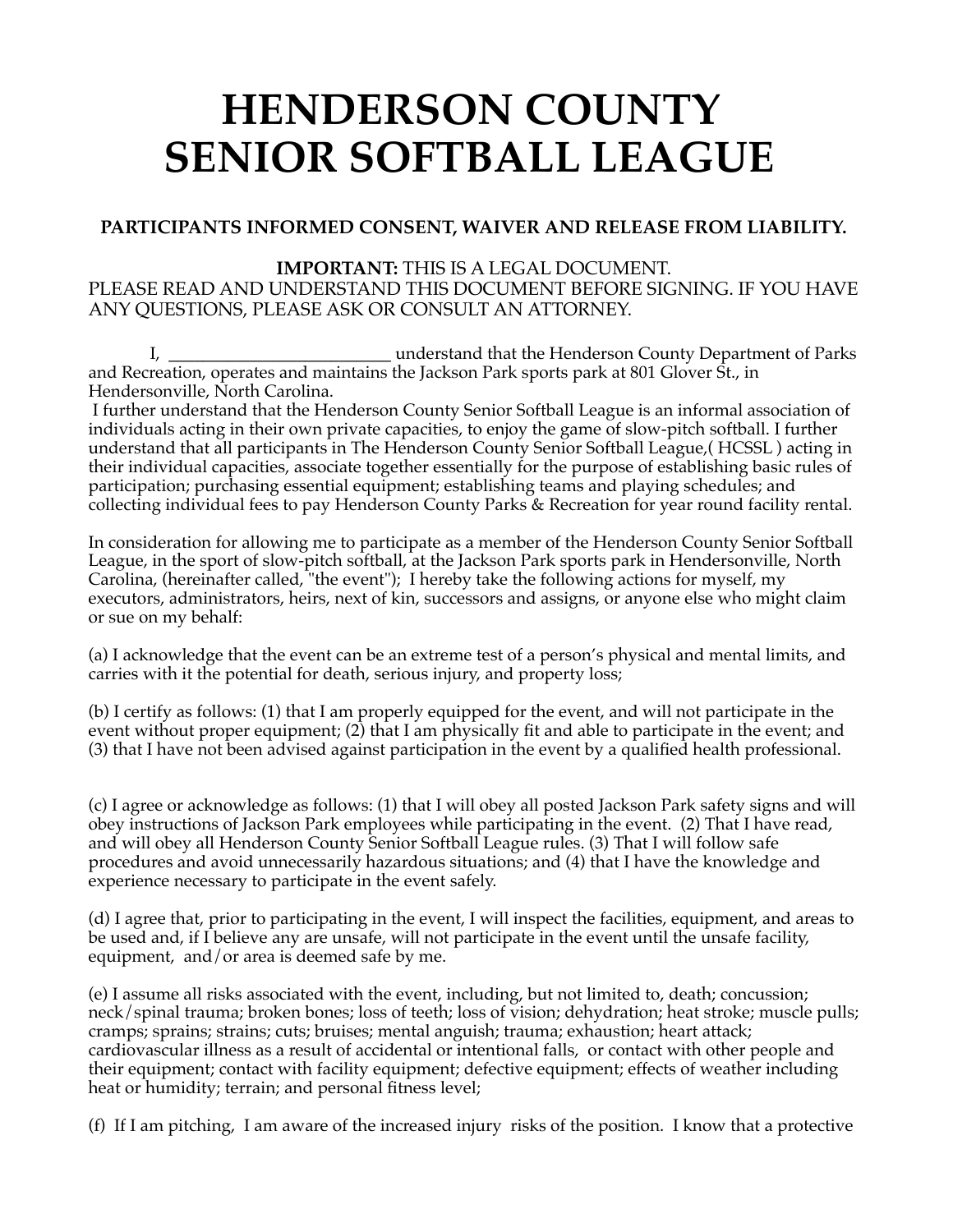# HENDERSON COUNTY SENIOR SOFTBALL LEAGUE

**PARTICIPANTS INFORMED CONSENT, WAIVER AND RELEASE FROM LIABILITY.**

**IMPORTANT:** THIS IS A LEGAL DOCUMENT.
PLEASE READ AND UNDERSTAND THIS DOCUMENT BEFORE SIGNING. IF YOU HAVE ANY QUESTIONS, PLEASE ASK OR CONSULT AN ATTORNEY.

I, __________________________ understand that the Henderson County Department of Parks and Recreation, operates and maintains the Jackson Park sports park at 801 Glover St., in Hendersonville, North Carolina.

I further understand that the Henderson County Senior Softball League is an informal association of individuals acting in their own private capacities, to enjoy the game of slow-pitch softball. I further understand that all participants in The Henderson County Senior Softball League,( HCSSL ) acting in their individual capacities, associate together essentially for the purpose of establishing basic rules of participation; purchasing essential equipment; establishing teams and playing schedules; and collecting individual fees to pay Henderson County Parks & Recreation for year round facility rental.

In consideration for allowing me to participate as a member of the Henderson County Senior Softball League, in the sport of slow-pitch softball, at the Jackson Park sports park in Hendersonville, North Carolina, (hereinafter called, "the event"); I hereby take the following actions for myself, my executors, administrators, heirs, next of kin, successors and assigns, or anyone else who might claim or sue on my behalf:

(a) I acknowledge that the event can be an extreme test of a person's physical and mental limits, and carries with it the potential for death, serious injury, and property loss;

(b) I certify as follows: (1) that I am properly equipped for the event, and will not participate in the event without proper equipment; (2) that I am physically fit and able to participate in the event; and (3) that I have not been advised against participation in the event by a qualified health professional.

(c) I agree or acknowledge as follows: (1) that I will obey all posted Jackson Park safety signs and will obey instructions of Jackson Park employees while participating in the event. (2) That I have read, and will obey all Henderson County Senior Softball League rules. (3) That I will follow safe procedures and avoid unnecessarily hazardous situations; and (4) that I have the knowledge and experience necessary to participate in the event safely.

(d) I agree that, prior to participating in the event, I will inspect the facilities, equipment, and areas to be used and, if I believe any are unsafe, will not participate in the event until the unsafe facility, equipment, and/or area is deemed safe by me.

(e) I assume all risks associated with the event, including, but not limited to, death; concussion; neck/spinal trauma; broken bones; loss of teeth; loss of vision; dehydration; heat stroke; muscle pulls; cramps; sprains; strains; cuts; bruises; mental anguish; trauma; exhaustion; heart attack; cardiovascular illness as a result of accidental or intentional falls, or contact with other people and their equipment; contact with facility equipment; defective equipment; effects of weather including heat or humidity; terrain; and personal fitness level;

(f) If I am pitching, I am aware of the increased injury risks of the position. I know that a protective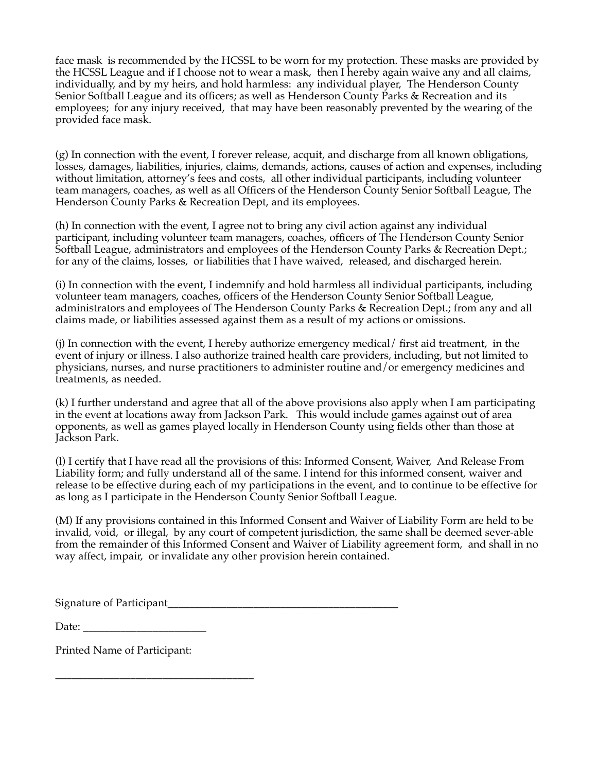face mask is recommended by the HCSSL to be worn for my protection. These masks are provided by the HCSSL League and if I choose not to wear a mask, then I hereby again waive any and all claims, individually, and by my heirs, and hold harmless: any individual player, The Henderson County Senior Softball League and its officers; as well as Henderson County Parks & Recreation and its employees; for any injury received, that may have been reasonably prevented by the wearing of the provided face mask.

(g) In connection with the event, I forever release, acquit, and discharge from all known obligations, losses, damages, liabilities, injuries, claims, demands, actions, causes of action and expenses, including without limitation, attorney's fees and costs, all other individual participants, including volunteer team managers, coaches, as well as all Officers of the Henderson County Senior Softball League, The Henderson County Parks & Recreation Dept, and its employees.

(h) In connection with the event, I agree not to bring any civil action against any individual participant, including volunteer team managers, coaches, officers of The Henderson County Senior Softball League, administrators and employees of the Henderson County Parks & Recreation Dept.; for any of the claims, losses, or liabilities that I have waived, released, and discharged herein.

(i) In connection with the event, I indemnify and hold harmless all individual participants, including volunteer team managers, coaches, officers of the Henderson County Senior Softball League, administrators and employees of The Henderson County Parks & Recreation Dept.; from any and all claims made, or liabilities assessed against them as a result of my actions or omissions.

(j) In connection with the event, I hereby authorize emergency medical/ first aid treatment, in the event of injury or illness. I also authorize trained health care providers, including, but not limited to physicians, nurses, and nurse practitioners to administer routine and/or emergency medicines and treatments, as needed.

(k) I further understand and agree that all of the above provisions also apply when I am participating in the event at locations away from Jackson Park. This would include games against out of area opponents, as well as games played locally in Henderson County using fields other than those at Jackson Park.

(l) I certify that I have read all the provisions of this: Informed Consent, Waiver, And Release From Liability form; and fully understand all of the same. I intend for this informed consent, waiver and release to be effective during each of my participations in the event, and to continue to be effective for as long as I participate in the Henderson County Senior Softball League.

(M) If any provisions contained in this Informed Consent and Waiver of Liability Form are held to be invalid, void, or illegal, by any court of competent jurisdiction, the same shall be deemed sever-able from the remainder of this Informed Consent and Waiver of Liability agreement form, and shall in no way affect, impair, or invalidate any other provision herein contained.

Signature of Participant___________________________________________

Date: ______________________

Printed Name of Participant:

____________________________________